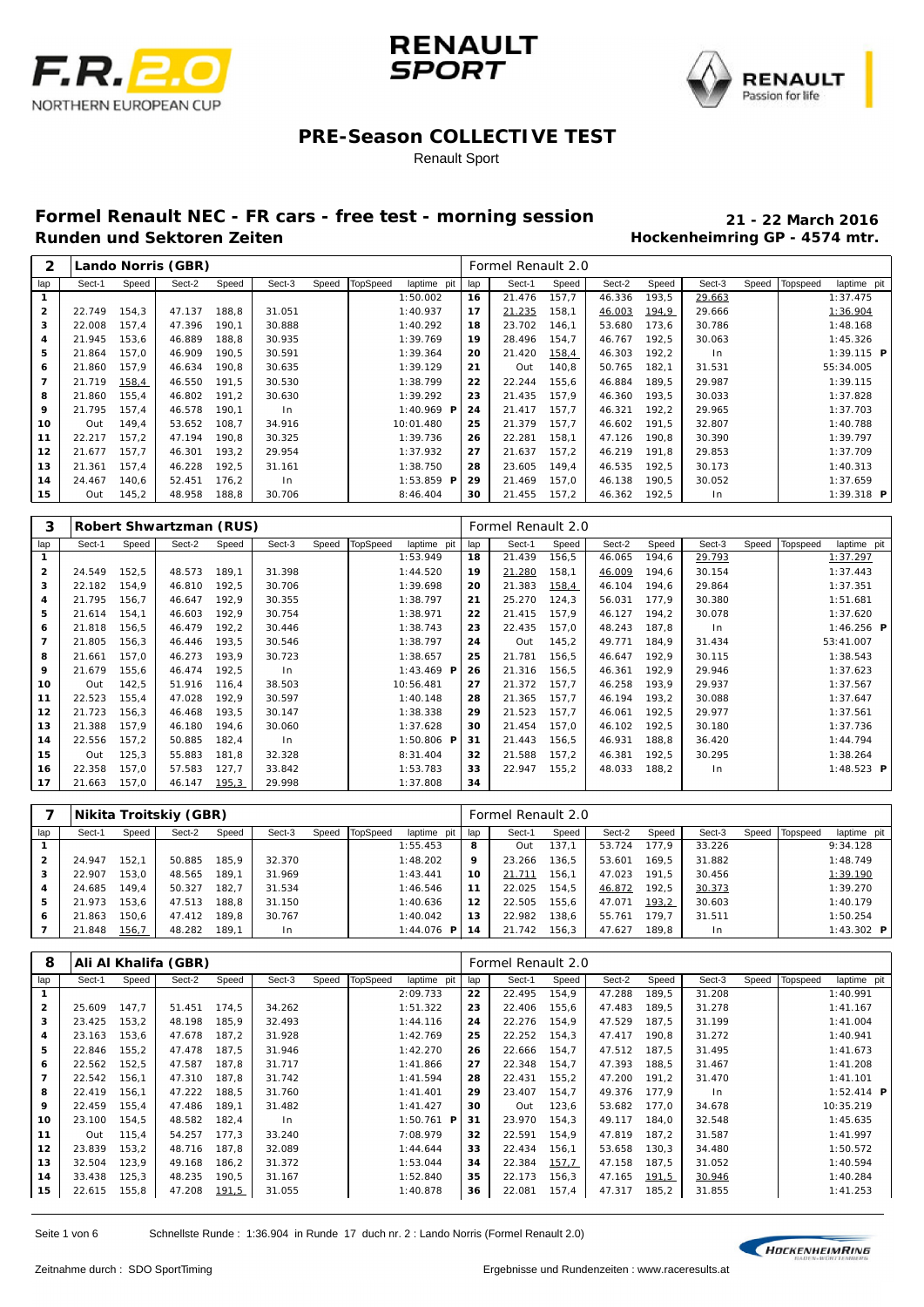# PRE-Season COLLECTIVE TEST

Renault Sport

## Formel Renault NEC - FR cars - free test - morning session

**Runden und Sektoren Zeiten**

**21 - 22 March 2016**

**Hockenheimring GP - 4574 mtr.**

### 2 Lando Norris (GBR) — Formel Renault 2.0

| lap | Sect-1 | Speed | Sect-2 | Speed | Sect-3 | Speed | TopSpeed | laptime pit | lap | Sect-1 | Speed | Sect-2 | Speed | Sect-3 | Speed | Topspeed | laptime pit |
|---|---|---|---|---|---|---|---|---|---|---|---|---|---|---|---|---|---|
| 1 | | | | | | | | 1:50.002 | 16 | 21.476 | 157,7 | 46.336 | 193,5 | 29.663 | | | 1:37.475 |
| 2 | 22.749 | 154,3 | 47.137 | 188,8 | 31.051 | | | 1:40.937 | 17 | 21.235 | 158,1 | 46.003 | 194,9 | 29.666 | | | 1:36.904 |
| 3 | 22.008 | 157,4 | 47.396 | 190,1 | 30.888 | | | 1:40.292 | 18 | 23.702 | 146,1 | 53.680 | 173,6 | 30.786 | | | 1:48.168 |
| 4 | 21.945 | 153,6 | 46.889 | 188,8 | 30.935 | | | 1:39.769 | 19 | 28.496 | 154,7 | 46.767 | 192,5 | 30.063 | | | 1:45.326 |
| 5 | 21.864 | 157,0 | 46.909 | 190,5 | 30.591 | | | 1:39.364 | 20 | 21.420 | 158,4 | 46.303 | 192,2 | In | | | 1:39.115 P |
| 6 | 21.860 | 157,9 | 46.634 | 190,8 | 30.635 | | | 1:39.129 | 21 | Out | 140,8 | 50.765 | 182,1 | 31.531 | | | 55:34.005 |
| 7 | 21.719 | 158,4 | 46.550 | 191,5 | 30.530 | | | 1:38.799 | 22 | 22.244 | 155,6 | 46.884 | 189,5 | 29.987 | | | 1:39.115 |
| 8 | 21.860 | 155,4 | 46.802 | 191,2 | 30.630 | | | 1:39.292 | 23 | 21.435 | 157,9 | 46.360 | 193,5 | 30.033 | | | 1:37.828 |
| 9 | 21.795 | 157,4 | 46.578 | 190,1 | In | | | 1:40.969 P | 24 | 21.417 | 157,7 | 46.321 | 192,2 | 29.965 | | | 1:37.703 |
| 10 | Out | 149,4 | 53.652 | 108,7 | 34.916 | | | 10:01.480 | 25 | 21.379 | 157,7 | 46.602 | 191,5 | 32.807 | | | 1:40.788 |
| 11 | 22.217 | 157,2 | 47.194 | 190,8 | 30.325 | | | 1:39.736 | 26 | 22.281 | 158,1 | 47.126 | 190,8 | 30.390 | | | 1:39.797 |
| 12 | 21.677 | 157,7 | 46.301 | 193,2 | 29.954 | | | 1:37.932 | 27 | 21.637 | 157,2 | 46.219 | 191,8 | 29.853 | | | 1:37.709 |
| 13 | 21.361 | 157,4 | 46.228 | 192,5 | 31.161 | | | 1:38.750 | 28 | 23.605 | 149,4 | 46.535 | 192,5 | 30.173 | | | 1:40.313 |
| 14 | 24.467 | 140,6 | 52.451 | 176,2 | In | | | 1:53.859 P | 29 | 21.469 | 157,0 | 46.138 | 190,5 | 30.052 | | | 1:37.659 |
| 15 | Out | 145,2 | 48.958 | 188,8 | 30.706 | | | 8:46.404 | 30 | 21.455 | 157,2 | 46.362 | 192,5 | In | | | 1:39.318 P |

### 3 Robert Shwartzman (RUS) — Formel Renault 2.0

| lap | Sect-1 | Speed | Sect-2 | Speed | Sect-3 | Speed | TopSpeed | laptime pit | lap | Sect-1 | Speed | Sect-2 | Speed | Sect-3 | Speed | Topspeed | laptime pit |
|---|---|---|---|---|---|---|---|---|---|---|---|---|---|---|---|---|---|
| 1 | | | | | | | | 1:53.949 | 18 | 21.439 | 156,5 | 46.065 | 194,6 | 29.793 | | | 1:37.297 |
| 2 | 24.549 | 152,5 | 48.573 | 189,1 | 31.398 | | | 1:44.520 | 19 | 21.280 | 158,1 | 46.009 | 194,6 | 30.154 | | | 1:37.443 |
| 3 | 22.182 | 154,9 | 46.810 | 192,5 | 30.706 | | | 1:39.698 | 20 | 21.383 | 158,4 | 46.104 | 194,6 | 29.864 | | | 1:37.351 |
| 4 | 21.795 | 156,7 | 46.647 | 192,9 | 30.355 | | | 1:38.797 | 21 | 25.270 | 124,3 | 56.031 | 177,9 | 30.380 | | | 1:51.681 |
| 5 | 21.614 | 154,1 | 46.603 | 192,9 | 30.754 | | | 1:38.971 | 22 | 21.415 | 157,9 | 46.127 | 194,2 | 30.078 | | | 1:37.620 |
| 6 | 21.818 | 156,5 | 46.479 | 192,2 | 30.446 | | | 1:38.743 | 23 | 22.435 | 157,0 | 48.243 | 187,8 | In | | | 1:46.256 P |
| 7 | 21.805 | 156,3 | 46.446 | 193,5 | 30.546 | | | 1:38.797 | 24 | Out | 145,2 | 49.771 | 184,9 | 31.434 | | | 53:41.007 |
| 8 | 21.661 | 157,0 | 46.273 | 193,9 | 30.723 | | | 1:38.657 | 25 | 21.781 | 156,5 | 46.647 | 192,9 | 30.115 | | | 1:38.543 |
| 9 | 21.679 | 155,6 | 46.474 | 192,5 | In | | | 1:43.469 P | 26 | 21.316 | 156,5 | 46.361 | 192,9 | 29.946 | | | 1:37.623 |
| 10 | Out | 142,5 | 51.916 | 116,4 | 38.503 | | | 10:56.481 | 27 | 21.372 | 157,7 | 46.258 | 193,9 | 29.937 | | | 1:37.567 |
| 11 | 22.523 | 155,4 | 47.028 | 192,9 | 30.597 | | | 1:40.148 | 28 | 21.365 | 157,7 | 46.194 | 193,2 | 30.088 | | | 1:37.647 |
| 12 | 21.723 | 156,3 | 46.468 | 193,5 | 30.147 | | | 1:38.338 | 29 | 21.523 | 157,7 | 46.061 | 192,5 | 29.977 | | | 1:37.561 |
| 13 | 21.388 | 157,9 | 46.180 | 194,6 | 30.060 | | | 1:37.628 | 30 | 21.454 | 157,0 | 46.102 | 192,5 | 30.180 | | | 1:37.736 |
| 14 | 22.556 | 157,2 | 50.885 | 182,4 | In | | | 1:50.806 P | 31 | 21.443 | 156,5 | 46.931 | 188,8 | 36.420 | | | 1:44.794 |
| 15 | Out | 125,3 | 55.883 | 181,8 | 32.328 | | | 8:31.404 | 32 | 21.588 | 157,2 | 46.381 | 192,5 | 30.295 | | | 1:38.264 |
| 16 | 22.358 | 157,0 | 57.583 | 127,7 | 33.842 | | | 1:53.783 | 33 | 22.947 | 155,2 | 48.033 | 188,2 | In | | | 1:48.523 P |
| 17 | 21.663 | 157,0 | 46.147 | 195,3 | 29.998 | | | 1:37.808 | 34 | | | | | | | | |

### 7 Nikita Troitskiy (GBR) — Formel Renault 2.0

| lap | Sect-1 | Speed | Sect-2 | Speed | Sect-3 | Speed | TopSpeed | laptime pit | lap | Sect-1 | Speed | Sect-2 | Speed | Sect-3 | Speed | Topspeed | laptime pit |
|---|---|---|---|---|---|---|---|---|---|---|---|---|---|---|---|---|---|
| 1 | | | | | | | | 1:55.453 | 8 | Out | 137,1 | 53.724 | 177,9 | 33.226 | | | 9:34.128 |
| 2 | 24.947 | 152,1 | 50.885 | 185,9 | 32.370 | | | 1:48.202 | 9 | 23.266 | 136,5 | 53.601 | 169,5 | 31.882 | | | 1:48.749 |
| 3 | 22.907 | 153,0 | 48.565 | 189,1 | 31.969 | | | 1:43.441 | 10 | 21.711 | 156,1 | 47.023 | 191,5 | 30.456 | | | 1:39.190 |
| 4 | 24.685 | 149,4 | 50.327 | 182,7 | 31.534 | | | 1:46.546 | 11 | 22.025 | 154,5 | 46.872 | 192,5 | 30.373 | | | 1:39.270 |
| 5 | 21.973 | 153,6 | 47.513 | 188,8 | 31.150 | | | 1:40.636 | 12 | 22.505 | 155,6 | 47.071 | 193,2 | 30.603 | | | 1:40.179 |
| 6 | 21.863 | 150,6 | 47.412 | 189,8 | 30.767 | | | 1:40.042 | 13 | 22.982 | 138,6 | 55.761 | 179,7 | 31.511 | | | 1:50.254 |
| 7 | 21.848 | 156,7 | 48.282 | 189,1 | In | | | 1:44.076 P | 14 | 21.742 | 156,3 | 47.627 | 189,8 | In | | | 1:43.302 P |

### 8 Ali Al Khalifa (GBR) — Formel Renault 2.0

| lap | Sect-1 | Speed | Sect-2 | Speed | Sect-3 | Speed | TopSpeed | laptime pit | lap | Sect-1 | Speed | Sect-2 | Speed | Sect-3 | Speed | Topspeed | laptime pit |
|---|---|---|---|---|---|---|---|---|---|---|---|---|---|---|---|---|---|
| 1 | | | | | | | | 2:09.733 | 22 | 22.495 | 154,9 | 47.288 | 189,5 | 31.208 | | | 1:40.991 |
| 2 | 25.609 | 147,7 | 51.451 | 174,5 | 34.262 | | | 1:51.322 | 23 | 22.406 | 155,6 | 47.483 | 189,5 | 31.278 | | | 1:41.167 |
| 3 | 23.425 | 153,2 | 48.198 | 185,9 | 32.493 | | | 1:44.116 | 24 | 22.276 | 154,9 | 47.529 | 187,5 | 31.199 | | | 1:41.004 |
| 4 | 23.163 | 153,6 | 47.678 | 187,2 | 31.928 | | | 1:42.769 | 25 | 22.252 | 154,3 | 47.417 | 190,8 | 31.272 | | | 1:40.941 |
| 5 | 22.846 | 155,2 | 47.478 | 187,5 | 31.946 | | | 1:42.270 | 26 | 22.666 | 154,7 | 47.512 | 187,5 | 31.495 | | | 1:41.673 |
| 6 | 22.562 | 152,5 | 47.587 | 187,8 | 31.717 | | | 1:41.866 | 27 | 22.348 | 154,7 | 47.393 | 188,5 | 31.467 | | | 1:41.208 |
| 7 | 22.542 | 156,1 | 47.310 | 187,8 | 31.742 | | | 1:41.594 | 28 | 22.431 | 155,2 | 47.200 | 191,2 | 31.470 | | | 1:41.101 |
| 8 | 22.419 | 156,1 | 47.222 | 188,5 | 31.760 | | | 1:41.401 | 29 | 23.407 | 154,7 | 49.376 | 177,9 | In | | | 1:52.414 P |
| 9 | 22.459 | 155,4 | 47.486 | 189,1 | 31.482 | | | 1:41.427 | 30 | Out | 123,6 | 53.682 | 177,0 | 34.678 | | | 10:35.219 |
| 10 | 23.100 | 154,5 | 48.582 | 182,4 | In | | | 1:50.761 P | 31 | 23.970 | 154,3 | 49.117 | 184,0 | 32.548 | | | 1:45.635 |
| 11 | Out | 115,4 | 54.257 | 177,3 | 33.240 | | | 7:08.979 | 32 | 22.591 | 154,9 | 47.819 | 187,2 | 31.587 | | | 1:41.997 |
| 12 | 23.839 | 153,2 | 48.716 | 187,8 | 32.089 | | | 1:44.644 | 33 | 22.434 | 156,1 | 53.658 | 130,3 | 34.480 | | | 1:50.572 |
| 13 | 32.504 | 123,9 | 49.168 | 186,2 | 31.372 | | | 1:53.044 | 34 | 22.384 | 157,7 | 47.158 | 187,5 | 31.052 | | | 1:40.594 |
| 14 | 33.438 | 125,3 | 48.235 | 190,5 | 31.167 | | | 1:52.840 | 35 | 22.173 | 156,3 | 47.165 | 191,5 | 30.946 | | | 1:40.284 |
| 15 | 22.615 | 155,8 | 47.208 | 191,5 | 31.055 | | | 1:40.878 | 36 | 22.081 | 157,4 | 47.317 | 185,2 | 31.855 | | | 1:41.253 |

Schnellste Runde : 1:36.904 in Runde 17 duch nr. 2 : Lando Norris (Formel Renault 2.0)

Zeitnahme durch : SDO SportTiming

Ergebnisse und Rundenzeiten : www.raceresults.at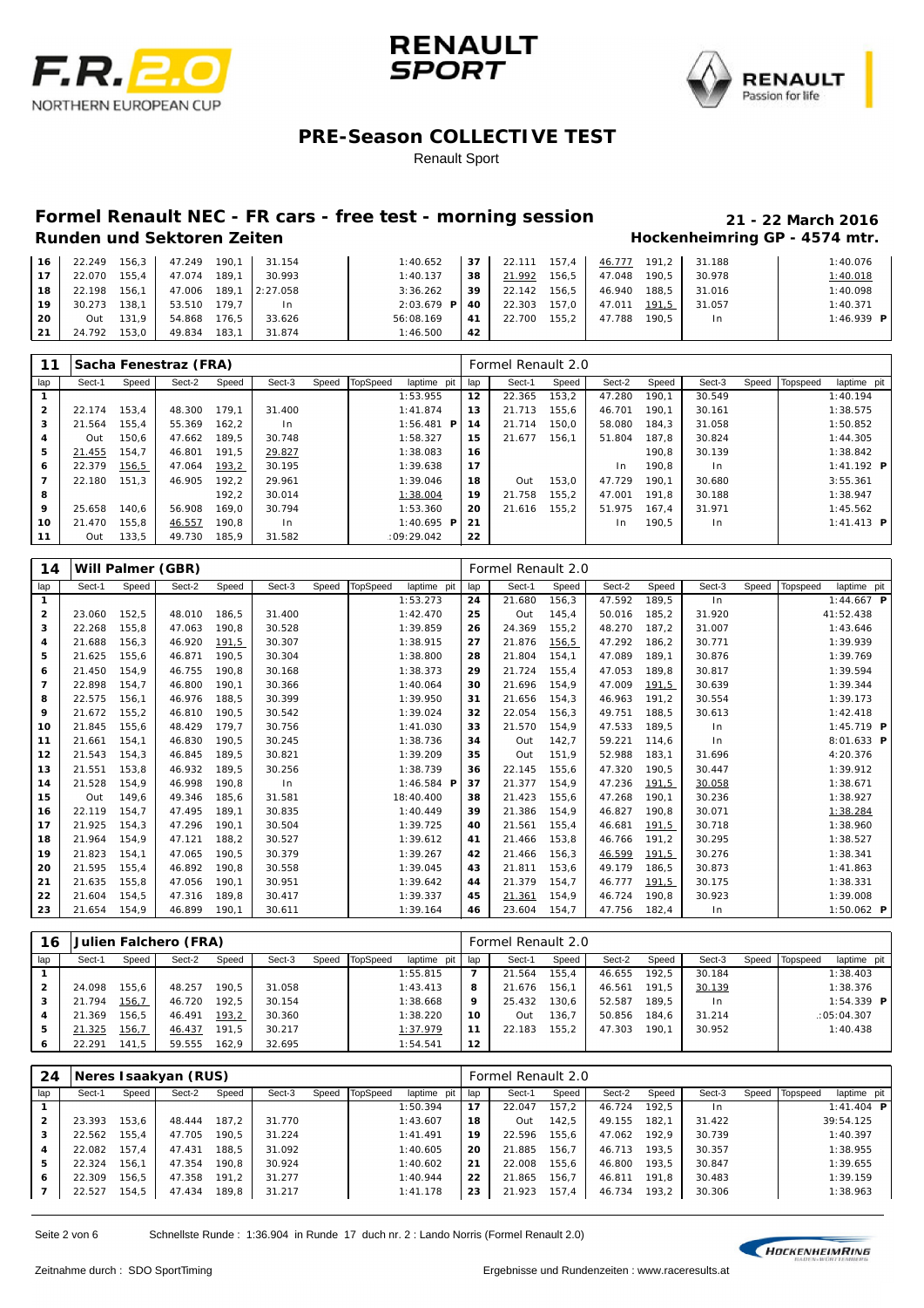## PRE-Season COLLECTIVE TEST

Renault Sport

### Formel Renault NEC - FR cars - free test - morning session

**Runden und Sektoren Zeiten**

**21 - 22 March 2016**

**Hockenheimring GP - 4574 mtr.**

| lap | Sect-1 | Speed | Sect-2 | Speed | Sect-3 | Speed | TopSpeed | laptime pit | lap | Sect-1 | Speed | Sect-2 | Speed | Sect-3 | Speed | Topspeed | laptime pit |
|---|---|---|---|---|---|---|---|---|---|---|---|---|---|---|---|---|---|
| 16 | 22.249 | 156,3 | 47.249 | 190,1 | 31.154 | | | 1:40.652 | 37 | 22.111 | 157,4 | 46.777 | 191,2 | 31.188 | | | 1:40.076 |
| 17 | 22.070 | 155,4 | 47.074 | 189,1 | 30.993 | | | 1:40.137 | 38 | 21.992 | 156,5 | 47.048 | 190,5 | 30.978 | | | 1:40.018 |
| 18 | 22.198 | 156,1 | 47.006 | 189,1 | 2:27.058 | | | 3:36.262 | 39 | 22.142 | 156,5 | 46.940 | 188,5 | 31.016 | | | 1:40.098 |
| 19 | 30.273 | 138,1 | 53.510 | 179,7 | In | | | 2:03.679 P | 40 | 22.303 | 157,0 | 47.011 | 191,5 | 31.057 | | | 1:40.371 |
| 20 | Out | 131,9 | 54.868 | 176,5 | 33.626 | | | 56:08.169 | 41 | 22.700 | 155,2 | 47.788 | 190,5 | In | | | 1:46.939 P |
| 21 | 24.792 | 153,0 | 49.834 | 183,1 | 31.874 | | | 1:46.500 | 42 | | | | | | | | |

**11 Sacha Fenestraz (FRA)** — Formel Renault 2.0

| lap | Sect-1 | Speed | Sect-2 | Speed | Sect-3 | Speed | TopSpeed | laptime pit | lap | Sect-1 | Speed | Sect-2 | Speed | Sect-3 | Speed | Topspeed | laptime pit |
|---|---|---|---|---|---|---|---|---|---|---|---|---|---|---|---|---|---|
| 1 | | | | | | | | 1:53.955 | 12 | 22.365 | 153,2 | 47.280 | 190,1 | 30.549 | | | 1:40.194 |
| 2 | 22.174 | 153,4 | 48.300 | 179,1 | 31.400 | | | 1:41.874 | 13 | 21.713 | 155,6 | 46.701 | 190,1 | 30.161 | | | 1:38.575 |
| 3 | 21.564 | 155,4 | 55.369 | 162,2 | In | | | 1:56.481 P | 14 | 21.714 | 150,0 | 58.080 | 184,3 | 31.058 | | | 1:50.852 |
| 4 | Out | 150,6 | 47.662 | 189,5 | 30.748 | | | 1:58.327 | 15 | 21.677 | 156,1 | 51.804 | 187,8 | 30.824 | | | 1:44.305 |
| 5 | 21.455 | 154,7 | 46.801 | 191,5 | 29.827 | | | 1:38.083 | 16 | | | | 190,8 | 30.139 | | | 1:38.842 |
| 6 | 22.379 | 156,5 | 47.064 | 193,2 | 30.195 | | | 1:39.638 | 17 | | | In | 190,8 | In | | | 1:41.192 P |
| 7 | 22.180 | 151,3 | 46.905 | 192,2 | 29.961 | | | 1:39.046 | 18 | Out | 153,0 | 47.729 | 190,1 | 30.680 | | | 3:55.361 |
| 8 | | | | 192,2 | 30.014 | | | 1:38.004 | 19 | 21.758 | 155,2 | 47.001 | 191,8 | 30.188 | | | 1:38.947 |
| 9 | 25.658 | 140,6 | 56.908 | 169,0 | 30.794 | | | 1:53.360 | 20 | 21.616 | 155,2 | 51.975 | 167,4 | 31.971 | | | 1:45.562 |
| 10 | 21.470 | 155,8 | 46.557 | 190,8 | In | | | 1:40.695 P | 21 | | | In | 190,5 | In | | | 1:41.413 P |
| 11 | Out | 133,5 | 49.730 | 185,9 | 31.582 | | | :09:29.042 | 22 | | | | | | | | |

**14 Will Palmer (GBR)** — Formel Renault 2.0

| lap | Sect-1 | Speed | Sect-2 | Speed | Sect-3 | Speed | TopSpeed | laptime pit | lap | Sect-1 | Speed | Sect-2 | Speed | Sect-3 | Speed | Topspeed | laptime pit |
|---|---|---|---|---|---|---|---|---|---|---|---|---|---|---|---|---|---|
| 1 | | | | | | | | 1:53.273 | 24 | 21.680 | 156,3 | 47.592 | 189,5 | In | | | 1:44.667 P |
| 2 | 23.060 | 152,5 | 48.010 | 186,5 | 31.400 | | | 1:42.470 | 25 | Out | 145,4 | 50.016 | 185,2 | 31.920 | | | 41:52.438 |
| 3 | 22.268 | 155,8 | 47.063 | 190,8 | 30.528 | | | 1:39.859 | 26 | 24.369 | 155,2 | 48.270 | 187,2 | 31.007 | | | 1:43.646 |
| 4 | 21.688 | 156,3 | 46.920 | 191,5 | 30.307 | | | 1:38.915 | 27 | 21.876 | 156,5 | 47.292 | 186,2 | 30.771 | | | 1:39.939 |
| 5 | 21.625 | 155,6 | 46.871 | 190,5 | 30.304 | | | 1:38.800 | 28 | 21.804 | 154,1 | 47.089 | 189,1 | 30.876 | | | 1:39.769 |
| 6 | 21.450 | 154,9 | 46.755 | 190,8 | 30.168 | | | 1:38.373 | 29 | 21.724 | 155,4 | 47.053 | 189,8 | 30.817 | | | 1:39.594 |
| 7 | 22.898 | 154,7 | 46.800 | 190,1 | 30.366 | | | 1:40.064 | 30 | 21.696 | 154,9 | 47.009 | 191,5 | 30.639 | | | 1:39.344 |
| 8 | 22.575 | 156,1 | 46.976 | 188,5 | 30.399 | | | 1:39.950 | 31 | 21.656 | 154,3 | 46.963 | 191,2 | 30.554 | | | 1:39.173 |
| 9 | 21.672 | 155,2 | 46.810 | 190,5 | 30.542 | | | 1:39.024 | 32 | 22.054 | 156,3 | 49.751 | 188,5 | 30.613 | | | 1:42.418 |
| 10 | 21.845 | 155,6 | 48.429 | 179,7 | 30.756 | | | 1:41.030 | 33 | 21.570 | 154,9 | 47.533 | 189,5 | In | | | 1:45.719 P |
| 11 | 21.661 | 154,1 | 46.830 | 190,5 | 30.245 | | | 1:38.736 | 34 | Out | 142,7 | 59.221 | 114,6 | In | | | 8:01.633 P |
| 12 | 21.543 | 154,3 | 46.845 | 189,5 | 30.821 | | | 1:39.209 | 35 | Out | 151,9 | 52.988 | 183,1 | 31.696 | | | 4:20.376 |
| 13 | 21.551 | 153,8 | 46.932 | 189,5 | 30.256 | | | 1:38.739 | 36 | 22.145 | 155,6 | 47.320 | 190,5 | 30.447 | | | 1:39.912 |
| 14 | 21.528 | 154,9 | 46.998 | 190,8 | In | | | 1:46.584 P | 37 | 21.377 | 154,9 | 47.236 | 191,5 | 30.058 | | | 1:38.671 |
| 15 | Out | 149,6 | 49.346 | 185,6 | 31.581 | | | 18:40.400 | 38 | 21.423 | 155,6 | 47.268 | 190,1 | 30.236 | | | 1:38.927 |
| 16 | 22.119 | 154,7 | 47.495 | 189,1 | 30.835 | | | 1:40.449 | 39 | 21.386 | 154,9 | 46.827 | 190,8 | 30.071 | | | 1:38.284 |
| 17 | 21.925 | 154,3 | 47.296 | 190,1 | 30.504 | | | 1:39.725 | 40 | 21.561 | 155,4 | 46.681 | 191,5 | 30.718 | | | 1:38.960 |
| 18 | 21.964 | 154,9 | 47.121 | 188,2 | 30.527 | | | 1:39.612 | 41 | 21.466 | 153,8 | 46.766 | 191,2 | 30.295 | | | 1:38.527 |
| 19 | 21.823 | 154,1 | 47.065 | 190,5 | 30.379 | | | 1:39.267 | 42 | 21.466 | 156,3 | 46.599 | 191,5 | 30.276 | | | 1:38.341 |
| 20 | 21.595 | 155,4 | 46.892 | 190,8 | 30.558 | | | 1:39.045 | 43 | 21.811 | 153,6 | 49.179 | 186,5 | 30.873 | | | 1:41.863 |
| 21 | 21.635 | 155,8 | 47.056 | 190,1 | 30.951 | | | 1:39.642 | 44 | 21.379 | 154,7 | 46.777 | 191,5 | 30.175 | | | 1:38.331 |
| 22 | 21.604 | 154,5 | 47.316 | 189,8 | 30.417 | | | 1:39.337 | 45 | 21.361 | 154,9 | 46.724 | 190,8 | 30.923 | | | 1:39.008 |
| 23 | 21.654 | 154,9 | 46.899 | 190,1 | 30.611 | | | 1:39.164 | 46 | 23.604 | 154,7 | 47.756 | 182,4 | In | | | 1:50.062 P |

**16 Julien Falchero (FRA)** — Formel Renault 2.0

| lap | Sect-1 | Speed | Sect-2 | Speed | Sect-3 | Speed | TopSpeed | laptime pit | lap | Sect-1 | Speed | Sect-2 | Speed | Sect-3 | Speed | Topspeed | laptime pit |
|---|---|---|---|---|---|---|---|---|---|---|---|---|---|---|---|---|---|
| 1 | | | | | | | | 1:55.815 | 7 | 21.564 | 155,4 | 46.655 | 192,5 | 30.184 | | | 1:38.403 |
| 2 | 24.098 | 155,6 | 48.257 | 190,5 | 31.058 | | | 1:43.413 | 8 | 21.676 | 156,1 | 46.561 | 191,5 | 30.139 | | | 1:38.376 |
| 3 | 21.794 | 156,7 | 46.720 | 192,5 | 30.154 | | | 1:38.668 | 9 | 25.432 | 130,6 | 52.587 | 189,5 | In | | | 1:54.339 P |
| 4 | 21.369 | 156,5 | 46.491 | 193,2 | 30.360 | | | 1:38.220 | 10 | Out | 136,7 | 50.856 | 184,6 | 31.214 | | | :05:04.307 |
| 5 | 21.325 | 156,7 | 46.437 | 191,5 | 30.217 | | | 1:37.979 | 11 | 22.183 | 155,2 | 47.303 | 190,1 | 30.952 | | | 1:40.438 |
| 6 | 22.291 | 141,5 | 59.555 | 162,9 | 32.695 | | | 1:54.541 | 12 | | | | | | | | |

**24 Neres Isaakyan (RUS)** — Formel Renault 2.0

| lap | Sect-1 | Speed | Sect-2 | Speed | Sect-3 | Speed | TopSpeed | laptime pit | lap | Sect-1 | Speed | Sect-2 | Speed | Sect-3 | Speed | Topspeed | laptime pit |
|---|---|---|---|---|---|---|---|---|---|---|---|---|---|---|---|---|---|
| 1 | | | | | | | | 1:50.394 | 17 | 22.047 | 157,2 | 46.724 | 192,5 | In | | | 1:41.404 P |
| 2 | 23.393 | 153,6 | 48.444 | 187,2 | 31.770 | | | 1:43.607 | 18 | Out | 142,5 | 49.155 | 182,1 | 31.422 | | | 39:54.125 |
| 3 | 22.562 | 155,4 | 47.705 | 190,5 | 31.224 | | | 1:41.491 | 19 | 22.596 | 155,6 | 47.062 | 192,9 | 30.739 | | | 1:40.397 |
| 4 | 22.082 | 157,4 | 47.431 | 188,5 | 31.092 | | | 1:40.605 | 20 | 21.885 | 156,7 | 46.713 | 193,5 | 30.357 | | | 1:38.955 |
| 5 | 22.324 | 156,1 | 47.354 | 190,8 | 30.924 | | | 1:40.602 | 21 | 22.008 | 155,6 | 46.800 | 193,5 | 30.847 | | | 1:39.655 |
| 6 | 22.309 | 156,5 | 47.358 | 191,2 | 31.277 | | | 1:40.944 | 22 | 21.865 | 156,7 | 46.811 | 191,8 | 30.483 | | | 1:39.159 |
| 7 | 22.527 | 154,5 | 47.434 | 189,8 | 31.217 | | | 1:41.178 | 23 | 21.923 | 157,4 | 46.734 | 193,2 | 30.306 | | | 1:38.963 |

Schnellste Runde : 1:36.904 in Runde 17 duch nr. 2 : Lando Norris (Formel Renault 2.0)

Zeitnahme durch : SDO SportTiming

Ergebnisse und Rundenzeiten : www.raceresults.at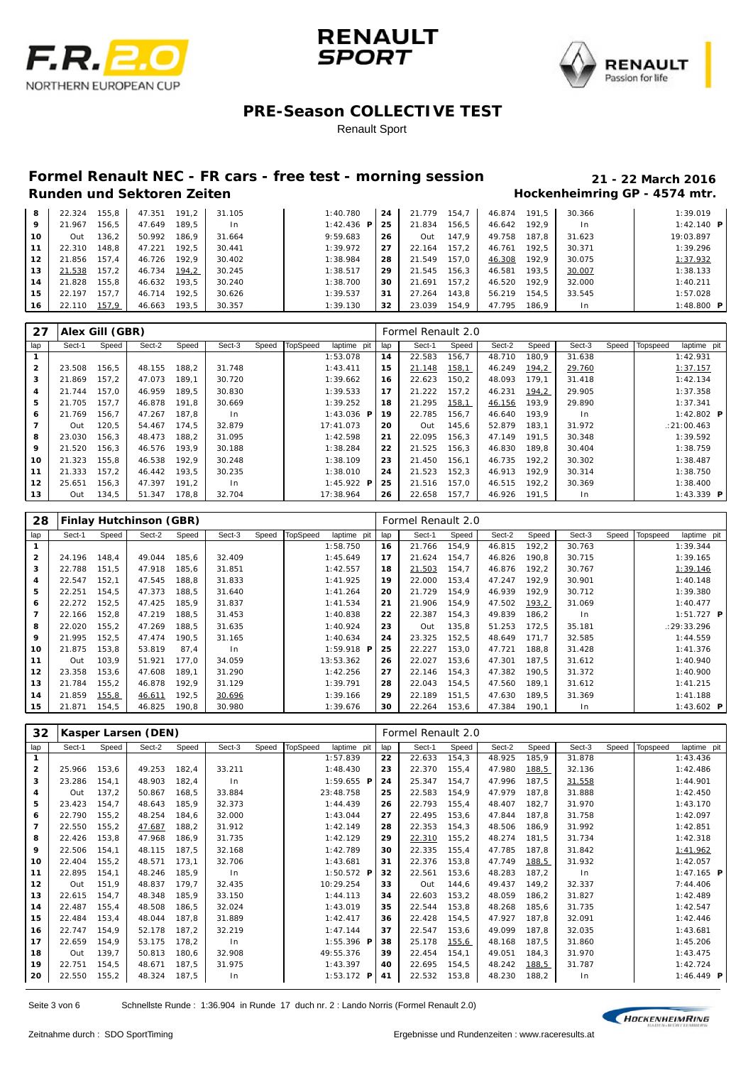# PRE-Season COLLECTIVE TEST

Renault Sport

## Formel Renault NEC - FR cars - free test - morning session

**21 - 22 March 2016**

### Runden und Sektoren Zeiten

**Hockenheimring GP - 4574 mtr.**

| lap | Sect-1 | Speed | Sect-2 | Speed | Sect-3 | Speed | TopSpeed | laptime pit | lap | Sect-1 | Speed | Sect-2 | Speed | Sect-3 | Speed | Topspeed | laptime pit |
|---|---|---|---|---|---|---|---|---|---|---|---|---|---|---|---|---|---|
| 8 | 22.324 | 155,8 | 47.351 | 191,2 | 31.105 | | | 1:40.780 | 24 | 21.779 | 154,7 | 46.874 | 191,5 | 30.366 | | | 1:39.019 |
| 9 | 21.967 | 156,5 | 47.649 | 189,5 | In | | | 1:42.436 P | 25 | 21.834 | 156,5 | 46.642 | 192,9 | In | | | 1:42.140 P |
| 10 | Out | 136,2 | 50.992 | 186,9 | 31.664 | | | 9:59.683 | 26 | Out | 147,9 | 49.758 | 187,8 | 31.623 | | | 19:03.897 |
| 11 | 22.310 | 148,8 | 47.221 | 192,5 | 30.441 | | | 1:39.972 | 27 | 22.164 | 157,2 | 46.761 | 192,5 | 30.371 | | | 1:39.296 |
| 12 | 21.856 | 157,4 | 46.726 | 192,9 | 30.402 | | | 1:38.984 | 28 | 21.549 | 157,0 | 46.308 | 192,9 | 30.075 | | | 1:37.932 |
| 13 | 21.538 | 157,2 | 46.734 | 194,2 | 30.245 | | | 1:38.517 | 29 | 21.545 | 156,3 | 46.581 | 193,5 | 30.007 | | | 1:38.133 |
| 14 | 21.828 | 155,8 | 46.632 | 193,5 | 30.240 | | | 1:38.700 | 30 | 21.691 | 157,2 | 46.520 | 192,9 | 32.000 | | | 1:40.211 |
| 15 | 22.197 | 157,7 | 46.714 | 192,5 | 30.626 | | | 1:39.537 | 31 | 27.264 | 143,8 | 56.219 | 154,5 | 33.545 | | | 1:57.028 |
| 16 | 22.110 | 157,9 | 46.663 | 193,5 | 30.357 | | | 1:39.130 | 32 | 23.039 | 154,9 | 47.795 | 186,9 | In | | | 1:48.800 P |

**27 Alex Gill (GBR)** — Formel Renault 2.0

| lap | Sect-1 | Speed | Sect-2 | Speed | Sect-3 | Speed | TopSpeed | laptime pit | lap | Sect-1 | Speed | Sect-2 | Speed | Sect-3 | Speed | Topspeed | laptime pit |
|---|---|---|---|---|---|---|---|---|---|---|---|---|---|---|---|---|---|
| 1 | | | | | | | | 1:53.078 | 14 | 22.583 | 156,7 | 48.710 | 180,9 | 31.638 | | | 1:42.931 |
| 2 | 23.508 | 156,5 | 48.155 | 188,2 | 31.748 | | | 1:43.411 | 15 | 21.148 | 158,1 | 46.249 | 194,2 | 29.760 | | | 1:37.157 |
| 3 | 21.869 | 157,2 | 47.073 | 189,1 | 30.720 | | | 1:39.662 | 16 | 22.623 | 150,2 | 48.093 | 179,1 | 31.418 | | | 1:42.134 |
| 4 | 21.744 | 157,0 | 46.959 | 189,5 | 30.830 | | | 1:39.533 | 17 | 21.222 | 157,2 | 46.231 | 194,2 | 29.905 | | | 1:37.358 |
| 5 | 21.705 | 157,7 | 46.878 | 191,8 | 30.669 | | | 1:39.252 | 18 | 21.295 | 158,1 | 46.156 | 193,9 | 29.890 | | | 1:37.341 |
| 6 | 21.769 | 156,7 | 47.267 | 187,8 | In | | | 1:43.036 P | 19 | 22.785 | 156,7 | 46.640 | 193,9 | In | | | 1:42.802 P |
| 7 | Out | 120,5 | 54.467 | 174,5 | 32.879 | | | 17:41.073 | 20 | Out | 145,6 | 52.879 | 183,1 | 31.972 | | | :21:00.463 |
| 8 | 23.030 | 156,3 | 48.473 | 188,2 | 31.095 | | | 1:42.598 | 21 | 22.095 | 156,3 | 47.149 | 191,5 | 30.348 | | | 1:39.592 |
| 9 | 21.520 | 156,3 | 46.576 | 193,9 | 30.188 | | | 1:38.284 | 22 | 21.525 | 156,3 | 46.830 | 189,8 | 30.404 | | | 1:38.759 |
| 10 | 21.323 | 155,8 | 46.538 | 192,9 | 30.248 | | | 1:38.109 | 23 | 21.450 | 156,1 | 46.735 | 192,2 | 30.302 | | | 1:38.487 |
| 11 | 21.333 | 157,2 | 46.442 | 193,5 | 30.235 | | | 1:38.010 | 24 | 21.523 | 152,3 | 46.913 | 192,9 | 30.314 | | | 1:38.750 |
| 12 | 25.651 | 156,3 | 47.397 | 191,2 | In | | | 1:45.922 P | 25 | 21.516 | 157,0 | 46.515 | 192,2 | 30.369 | | | 1:38.400 |
| 13 | Out | 134,5 | 51.347 | 178,8 | 32.704 | | | 17:38.964 | 26 | 22.658 | 157,7 | 46.926 | 191,5 | In | | | 1:43.339 P |

**28 Finlay Hutchinson (GBR)** — Formel Renault 2.0

| lap | Sect-1 | Speed | Sect-2 | Speed | Sect-3 | Speed | TopSpeed | laptime pit | lap | Sect-1 | Speed | Sect-2 | Speed | Sect-3 | Speed | Topspeed | laptime pit |
|---|---|---|---|---|---|---|---|---|---|---|---|---|---|---|---|---|---|
| 1 | | | | | | | | 1:58.750 | 16 | 21.766 | 154,9 | 46.815 | 192,2 | 30.763 | | | 1:39.344 |
| 2 | 24.196 | 148,4 | 49.044 | 185,6 | 32.409 | | | 1:45.649 | 17 | 21.624 | 154,7 | 46.826 | 190,8 | 30.715 | | | 1:39.165 |
| 3 | 22.788 | 151,5 | 47.918 | 185,6 | 31.851 | | | 1:42.557 | 18 | 21.503 | 154,7 | 46.876 | 192,2 | 30.767 | | | 1:39.146 |
| 4 | 22.547 | 152,1 | 47.545 | 188,8 | 31.833 | | | 1:41.925 | 19 | 22.000 | 153,4 | 47.247 | 192,9 | 30.901 | | | 1:40.148 |
| 5 | 22.251 | 154,5 | 47.373 | 188,5 | 31.640 | | | 1:41.264 | 20 | 21.729 | 154,9 | 46.939 | 192,9 | 30.712 | | | 1:39.380 |
| 6 | 22.272 | 152,5 | 47.425 | 185,9 | 31.837 | | | 1:41.534 | 21 | 21.906 | 154,9 | 47.502 | 193,2 | 31.069 | | | 1:40.477 |
| 7 | 22.166 | 152,8 | 47.219 | 188,5 | 31.453 | | | 1:40.838 | 22 | 22.387 | 154,3 | 49.839 | 186,2 | In | | | 1:51.727 P |
| 8 | 22.020 | 155,2 | 47.269 | 188,5 | 31.635 | | | 1:40.924 | 23 | Out | 135,8 | 51.253 | 172,5 | 35.181 | | | :29:33.296 |
| 9 | 21.995 | 152,5 | 47.474 | 190,5 | 31.165 | | | 1:40.634 | 24 | 23.325 | 152,5 | 48.649 | 171,7 | 32.585 | | | 1:44.559 |
| 10 | 21.875 | 153,8 | 53.819 | 87,4 | In | | | 1:59.918 P | 25 | 22.227 | 153,0 | 47.721 | 188,8 | 31.428 | | | 1:41.376 |
| 11 | Out | 103,9 | 51.921 | 177,0 | 34.059 | | | 13:53.362 | 26 | 22.027 | 153,6 | 47.301 | 187,5 | 31.612 | | | 1:40.940 |
| 12 | 23.358 | 153,6 | 47.608 | 189,1 | 31.290 | | | 1:42.256 | 27 | 22.146 | 154,3 | 47.382 | 190,5 | 31.372 | | | 1:40.900 |
| 13 | 21.784 | 155,2 | 46.878 | 192,9 | 31.129 | | | 1:39.791 | 28 | 22.043 | 154,5 | 47.560 | 189,1 | 31.612 | | | 1:41.215 |
| 14 | 21.859 | 155,8 | 46.611 | 192,5 | 30.696 | | | 1:39.166 | 29 | 22.189 | 151,5 | 47.630 | 189,5 | 31.369 | | | 1:41.188 |
| 15 | 21.871 | 154,5 | 46.825 | 190,8 | 30.980 | | | 1:39.676 | 30 | 22.264 | 153,6 | 47.384 | 190,1 | In | | | 1:43.602 P |

**32 Kasper Larsen (DEN)** — Formel Renault 2.0

| lap | Sect-1 | Speed | Sect-2 | Speed | Sect-3 | Speed | TopSpeed | laptime pit | lap | Sect-1 | Speed | Sect-2 | Speed | Sect-3 | Speed | Topspeed | laptime pit |
|---|---|---|---|---|---|---|---|---|---|---|---|---|---|---|---|---|---|
| 1 | | | | | | | | 1:57.839 | 22 | 22.633 | 154,3 | 48.925 | 185,9 | 31.878 | | | 1:43.436 |
| 2 | 25.966 | 153,6 | 49.253 | 182,4 | 33.211 | | | 1:48.430 | 23 | 22.370 | 155,4 | 47.980 | 188,5 | 32.136 | | | 1:42.486 |
| 3 | 23.286 | 154,1 | 48.903 | 182,4 | In | | | 1:59.655 P | 24 | 25.347 | 154,7 | 47.996 | 187,5 | 31.558 | | | 1:44.901 |
| 4 | Out | 137,2 | 50.867 | 168,5 | 33.884 | | | 23:48.758 | 25 | 22.583 | 154,9 | 47.979 | 187,8 | 31.888 | | | 1:42.450 |
| 5 | 23.423 | 154,7 | 48.643 | 185,9 | 32.373 | | | 1:44.439 | 26 | 22.793 | 155,4 | 48.407 | 182,7 | 31.970 | | | 1:43.170 |
| 6 | 22.790 | 155,2 | 48.254 | 184,6 | 32.000 | | | 1:43.044 | 27 | 22.495 | 153,6 | 47.844 | 187,8 | 31.758 | | | 1:42.097 |
| 7 | 22.550 | 155,2 | 47.687 | 188,2 | 31.912 | | | 1:42.149 | 28 | 22.353 | 154,3 | 48.506 | 186,9 | 31.992 | | | 1:42.851 |
| 8 | 22.426 | 153,8 | 47.968 | 186,9 | 31.735 | | | 1:42.129 | 29 | 22.310 | 155,2 | 48.274 | 181,5 | 31.734 | | | 1:42.318 |
| 9 | 22.506 | 154,1 | 48.115 | 187,5 | 32.168 | | | 1:42.789 | 30 | 22.335 | 155,4 | 47.785 | 187,8 | 31.842 | | | 1:41.962 |
| 10 | 22.404 | 155,2 | 48.571 | 173,1 | 32.706 | | | 1:43.681 | 31 | 22.376 | 153,8 | 47.749 | 188,5 | 31.932 | | | 1:42.057 |
| 11 | 22.895 | 154,1 | 48.246 | 185,9 | In | | | 1:50.572 P | 32 | 22.561 | 153,6 | 48.283 | 187,2 | In | | | 1:47.165 P |
| 12 | Out | 151,9 | 48.837 | 179,7 | 32.435 | | | 10:29.254 | 33 | Out | 144,6 | 49.437 | 149,2 | 32.337 | | | 7:44.406 |
| 13 | 22.615 | 154,7 | 48.348 | 185,9 | 33.150 | | | 1:44.113 | 34 | 22.603 | 153,2 | 48.059 | 186,2 | 31.827 | | | 1:42.489 |
| 14 | 22.487 | 155,4 | 48.508 | 186,5 | 32.024 | | | 1:43.019 | 35 | 22.544 | 153,8 | 48.268 | 185,6 | 31.735 | | | 1:42.547 |
| 15 | 22.484 | 153,4 | 48.044 | 187,8 | 31.889 | | | 1:42.417 | 36 | 22.428 | 154,5 | 47.927 | 187,8 | 32.091 | | | 1:42.446 |
| 16 | 22.747 | 154,9 | 52.178 | 187,2 | 32.219 | | | 1:47.144 | 37 | 22.547 | 153,6 | 49.099 | 187,8 | 32.035 | | | 1:43.681 |
| 17 | 22.659 | 154,9 | 53.175 | 178,2 | In | | | 1:55.396 P | 38 | 25.178 | 155,6 | 48.168 | 187,5 | 31.860 | | | 1:45.206 |
| 18 | Out | 139,7 | 50.813 | 180,6 | 32.908 | | | 49:55.376 | 39 | 22.454 | 154,1 | 49.051 | 184,3 | 31.970 | | | 1:43.475 |
| 19 | 22.751 | 154,5 | 48.671 | 187,5 | 31.975 | | | 1:43.397 | 40 | 22.695 | 154,5 | 48.242 | 188,5 | 31.787 | | | 1:42.724 |
| 20 | 22.550 | 155,2 | 48.324 | 187,5 | In | | | 1:53.172 P | 41 | 22.532 | 153,8 | 48.230 | 188,2 | In | | | 1:46.449 P |

Schnellste Runde : 1:36.904 in Runde 17 duch nr. 2 : Lando Norris (Formel Renault 2.0)

Zeitnahme durch : SDO SportTiming — Ergebnisse und Rundenzeiten : www.raceresults.at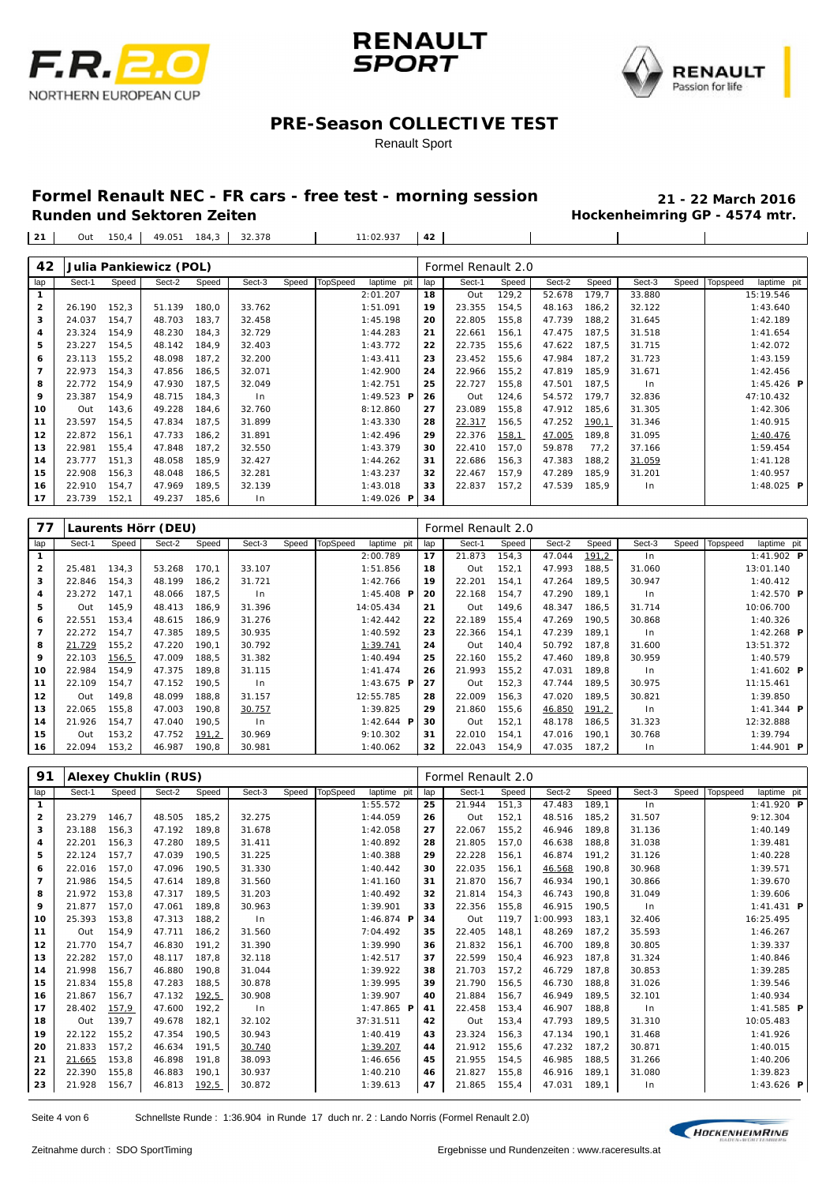## PRE-Season COLLECTIVE TEST

Renault Sport

# Formel Renault NEC - FR cars - free test - morning session

**21 - 22 March 2016**

**Runden und Sektoren Zeiten**

**Hockenheimring GP - 4574 mtr.**

| lap | Sect-1 | Speed | Sect-2 | Speed | Sect-3 | Speed | TopSpeed | laptime pit | lap | Sect-1 | Speed | Sect-2 | Speed | Sect-3 | Speed | Topspeed | laptime pit |
|---|---|---|---|---|---|---|---|---|---|---|---|---|---|---|---|---|---|
| 21 | Out | 150,4 | 49.051 | 184,3 | 32.378 | | | 11:02.937 | 42 | | | | | | | | |

## 42 Julia Pankiewicz (POL) — Formel Renault 2.0

| lap | Sect-1 | Speed | Sect-2 | Speed | Sect-3 | Speed | TopSpeed | laptime pit | lap | Sect-1 | Speed | Sect-2 | Speed | Sect-3 | Speed | Topspeed | laptime pit |
|---|---|---|---|---|---|---|---|---|---|---|---|---|---|---|---|---|---|
| 1 | | | | | | | | 2:01.207 | 18 | Out | 129,2 | 52.678 | 179,7 | 33.880 | | | 15:19.546 |
| 2 | 26.190 | 152,3 | 51.139 | 180,0 | 33.762 | | | 1:51.091 | 19 | 23.355 | 154,5 | 48.163 | 186,2 | 32.122 | | | 1:43.640 |
| 3 | 24.037 | 154,7 | 48.703 | 183,7 | 32.458 | | | 1:45.198 | 20 | 22.805 | 155,8 | 47.739 | 188,2 | 31.645 | | | 1:42.189 |
| 4 | 23.324 | 154,9 | 48.230 | 184,3 | 32.729 | | | 1:44.283 | 21 | 22.661 | 156,1 | 47.475 | 187,5 | 31.518 | | | 1:41.654 |
| 5 | 23.227 | 154,5 | 48.142 | 184,9 | 32.403 | | | 1:43.772 | 22 | 22.735 | 155,6 | 47.622 | 187,5 | 31.715 | | | 1:42.072 |
| 6 | 23.113 | 155,2 | 48.098 | 187,2 | 32.200 | | | 1:43.411 | 23 | 23.452 | 155,6 | 47.984 | 187,2 | 31.723 | | | 1:43.159 |
| 7 | 22.973 | 154,3 | 47.856 | 186,5 | 32.071 | | | 1:42.900 | 24 | 22.966 | 155,2 | 47.819 | 185,9 | 31.671 | | | 1:42.456 |
| 8 | 22.772 | 154,9 | 47.930 | 187,5 | 32.049 | | | 1:42.751 | 25 | 22.727 | 155,8 | 47.501 | 187,5 | In | | | 1:45.426 P |
| 9 | 23.387 | 154,9 | 48.715 | 184,3 | In | | | 1:49.523 P | 26 | Out | 124,6 | 54.572 | 179,7 | 32.836 | | | 47:10.432 |
| 10 | Out | 143,6 | 49.228 | 184,6 | 32.760 | | | 8:12.860 | 27 | 23.089 | 155,8 | 47.912 | 185,6 | 31.305 | | | 1:42.306 |
| 11 | 23.597 | 154,5 | 47.834 | 187,5 | 31.899 | | | 1:43.330 | 28 | 22.317 | 156,5 | 47.252 | 190,1 | 31.346 | | | 1:40.915 |
| 12 | 22.872 | 156,1 | 47.733 | 186,2 | 31.891 | | | 1:42.496 | 29 | 22.376 | 158,1 | 47.005 | 189,8 | 31.095 | | | 1:40.476 |
| 13 | 22.981 | 155,4 | 47.848 | 187,2 | 32.550 | | | 1:43.379 | 30 | 22.410 | 157,0 | 59.878 | 77,2 | 37.166 | | | 1:59.454 |
| 14 | 23.777 | 151,3 | 48.058 | 185,9 | 32.427 | | | 1:44.262 | 31 | 22.686 | 156,3 | 47.383 | 188,2 | 31.059 | | | 1:41.128 |
| 15 | 22.908 | 156,3 | 48.048 | 186,5 | 32.281 | | | 1:43.237 | 32 | 22.467 | 157,9 | 47.289 | 185,9 | 31.201 | | | 1:40.957 |
| 16 | 22.910 | 154,7 | 47.969 | 189,5 | 32.139 | | | 1:43.018 | 33 | 22.837 | 157,2 | 47.539 | 185,9 | In | | | 1:48.025 P |
| 17 | 23.739 | 152,1 | 49.237 | 185,6 | In | | | 1:49.026 P | 34 | | | | | | | | |

## 77 Laurents Hörr (DEU) — Formel Renault 2.0

| lap | Sect-1 | Speed | Sect-2 | Speed | Sect-3 | Speed | TopSpeed | laptime pit | lap | Sect-1 | Speed | Sect-2 | Speed | Sect-3 | Speed | Topspeed | laptime pit |
|---|---|---|---|---|---|---|---|---|---|---|---|---|---|---|---|---|---|
| 1 | | | | | | | | 2:00.789 | 17 | 21.873 | 154,3 | 47.044 | 191,2 | In | | | 1:41.902 P |
| 2 | 25.481 | 134,3 | 53.268 | 170,1 | 33.107 | | | 1:51.856 | 18 | Out | 152,1 | 47.993 | 188,5 | 31.060 | | | 13:01.140 |
| 3 | 22.846 | 154,3 | 48.199 | 186,2 | 31.721 | | | 1:42.766 | 19 | 22.201 | 154,1 | 47.264 | 189,5 | 30.947 | | | 1:40.412 |
| 4 | 23.272 | 147,1 | 48.066 | 187,5 | In | | | 1:45.408 P | 20 | 22.168 | 154,7 | 47.290 | 189,1 | In | | | 1:42.570 P |
| 5 | Out | 145,9 | 48.413 | 186,9 | 31.396 | | | 14:05.434 | 21 | Out | 149,6 | 48.347 | 186,5 | 31.714 | | | 10:06.700 |
| 6 | 22.551 | 153,4 | 48.615 | 186,9 | 31.276 | | | 1:42.442 | 22 | 22.189 | 155,4 | 47.269 | 190,5 | 30.868 | | | 1:40.326 |
| 7 | 22.272 | 154,7 | 47.385 | 189,5 | 30.935 | | | 1:40.592 | 23 | 22.366 | 154,1 | 47.239 | 189,1 | In | | | 1:42.268 P |
| 8 | 21.729 | 155,2 | 47.220 | 190,1 | 30.792 | | | 1:39.741 | 24 | Out | 140,4 | 50.792 | 187,8 | 31.600 | | | 13:51.372 |
| 9 | 22.103 | 156,5 | 47.009 | 188,5 | 31.382 | | | 1:40.494 | 25 | 22.160 | 155,2 | 47.460 | 189,8 | 30.959 | | | 1:40.579 |
| 10 | 22.984 | 154,9 | 47.375 | 189,8 | 31.115 | | | 1:41.474 | 26 | 21.993 | 155,2 | 47.031 | 189,8 | In | | | 1:41.602 P |
| 11 | 22.109 | 154,7 | 47.152 | 190,5 | In | | | 1:43.675 P | 27 | Out | 152,3 | 47.744 | 189,5 | 30.975 | | | 11:15.461 |
| 12 | Out | 149,8 | 48.099 | 188,8 | 31.157 | | | 12:55.785 | 28 | 22.009 | 156,3 | 47.020 | 189,5 | 30.821 | | | 1:39.850 |
| 13 | 22.065 | 155,8 | 47.003 | 190,8 | 30.757 | | | 1:39.825 | 29 | 21.860 | 155,6 | 46.850 | 191,2 | In | | | 1:41.344 P |
| 14 | 21.926 | 154,7 | 47.040 | 190,5 | In | | | 1:42.644 P | 30 | Out | 152,1 | 48.178 | 186,5 | 31.323 | | | 12:32.888 |
| 15 | Out | 153,2 | 47.752 | 191,2 | 30.969 | | | 9:10.302 | 31 | 22.010 | 154,1 | 47.016 | 190,1 | 30.768 | | | 1:39.794 |
| 16 | 22.094 | 153,2 | 46.987 | 190,8 | 30.981 | | | 1:40.062 | 32 | 22.043 | 154,9 | 47.035 | 187,2 | In | | | 1:44.901 P |

## 91 Alexey Chuklin (RUS) — Formel Renault 2.0

| lap | Sect-1 | Speed | Sect-2 | Speed | Sect-3 | Speed | TopSpeed | laptime pit | lap | Sect-1 | Speed | Sect-2 | Speed | Sect-3 | Speed | Topspeed | laptime pit |
|---|---|---|---|---|---|---|---|---|---|---|---|---|---|---|---|---|---|
| 1 | | | | | | | | 1:55.572 | 25 | 21.944 | 151,3 | 47.483 | 189,1 | In | | | 1:41.920 P |
| 2 | 23.279 | 146,7 | 48.505 | 185,2 | 32.275 | | | 1:44.059 | 26 | Out | 152,1 | 48.516 | 185,2 | 31.507 | | | 9:12.304 |
| 3 | 23.188 | 156,3 | 47.192 | 189,8 | 31.678 | | | 1:42.058 | 27 | 22.067 | 155,2 | 46.946 | 189,8 | 31.136 | | | 1:40.149 |
| 4 | 22.201 | 156,3 | 47.280 | 189,5 | 31.411 | | | 1:40.892 | 28 | 21.805 | 157,0 | 46.638 | 188,8 | 31.038 | | | 1:39.481 |
| 5 | 22.124 | 157,7 | 47.039 | 190,5 | 31.225 | | | 1:40.388 | 29 | 22.228 | 156,1 | 46.874 | 191,2 | 31.126 | | | 1:40.228 |
| 6 | 22.016 | 157,0 | 47.096 | 190,5 | 31.330 | | | 1:40.442 | 30 | 22.035 | 156,1 | 46.568 | 190,8 | 30.968 | | | 1:39.571 |
| 7 | 21.986 | 154,5 | 47.614 | 189,8 | 31.560 | | | 1:41.160 | 31 | 21.870 | 156,7 | 46.934 | 190,1 | 30.866 | | | 1:39.670 |
| 8 | 21.972 | 153,8 | 47.317 | 189,5 | 31.203 | | | 1:40.492 | 32 | 21.814 | 154,3 | 46.743 | 190,8 | 31.049 | | | 1:39.606 |
| 9 | 21.877 | 157,0 | 47.061 | 189,8 | 30.963 | | | 1:39.901 | 33 | 22.356 | 155,8 | 46.915 | 190,5 | In | | | 1:41.431 P |
| 10 | 25.393 | 153,8 | 47.313 | 188,2 | In | | | 1:46.874 P | 34 | Out | 119,7 | 1:00.993 | 183,1 | 32.406 | | | 16:25.495 |
| 11 | Out | 154,9 | 47.711 | 186,2 | 31.560 | | | 7:04.492 | 35 | 22.405 | 148,1 | 48.269 | 187,2 | 35.593 | | | 1:46.267 |
| 12 | 21.770 | 154,7 | 46.830 | 191,2 | 31.390 | | | 1:39.990 | 36 | 21.832 | 156,1 | 46.700 | 189,8 | 30.805 | | | 1:39.337 |
| 13 | 22.282 | 157,0 | 48.117 | 187,8 | 32.118 | | | 1:42.517 | 37 | 22.599 | 150,4 | 46.923 | 187,8 | 31.324 | | | 1:40.846 |
| 14 | 21.998 | 156,7 | 46.880 | 190,8 | 31.044 | | | 1:39.922 | 38 | 21.703 | 157,2 | 46.729 | 187,8 | 30.853 | | | 1:39.285 |
| 15 | 21.834 | 155,8 | 47.283 | 188,5 | 30.878 | | | 1:39.995 | 39 | 21.790 | 156,5 | 46.730 | 188,8 | 31.026 | | | 1:39.546 |
| 16 | 21.867 | 156,7 | 47.132 | 192,5 | 30.908 | | | 1:39.907 | 40 | 21.884 | 156,7 | 46.949 | 189,5 | 32.101 | | | 1:40.934 |
| 17 | 28.402 | 157,9 | 47.600 | 192,2 | In | | | 1:47.865 P | 41 | 22.458 | 153,4 | 46.907 | 188,8 | In | | | 1:41.585 P |
| 18 | Out | 139,7 | 49.678 | 182,1 | 32.102 | | | 37:31.511 | 42 | Out | 153,4 | 47.793 | 189,5 | 31.310 | | | 10:05.483 |
| 19 | 22.122 | 155,2 | 47.354 | 190,5 | 30.943 | | | 1:40.419 | 43 | 23.324 | 156,3 | 47.134 | 190,1 | 31.468 | | | 1:41.926 |
| 20 | 21.833 | 157,2 | 46.634 | 191,5 | 30.740 | | | 1:39.207 | 44 | 21.912 | 155,6 | 47.232 | 187,2 | 30.871 | | | 1:40.015 |
| 21 | 21.665 | 153,8 | 46.898 | 191,8 | 38.093 | | | 1:46.656 | 45 | 21.955 | 154,5 | 46.985 | 188,5 | 31.266 | | | 1:40.206 |
| 22 | 22.390 | 155,8 | 46.883 | 190,1 | 30.937 | | | 1:40.210 | 46 | 21.827 | 155,8 | 46.916 | 189,1 | 31.080 | | | 1:39.823 |
| 23 | 21.928 | 156,7 | 46.813 | 192,5 | 30.872 | | | 1:39.613 | 47 | 21.865 | 155,4 | 47.031 | 189,1 | In | | | 1:43.626 P |

Schnellste Runde : 1:36.904 in Runde 17 duch nr. 2 : Lando Norris (Formel Renault 2.0)

Zeitnahme durch : SDO SportTiming

Ergebnisse und Rundenzeiten : www.raceresults.at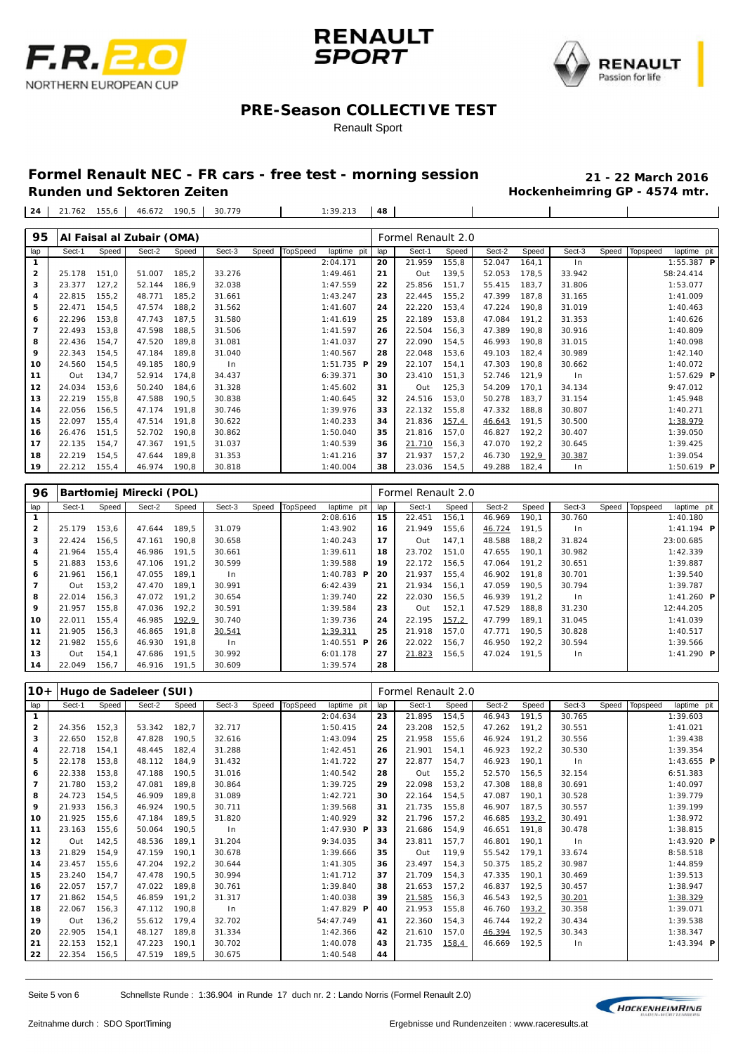## PRE-Season COLLECTIVE TEST

Renault Sport

### Formel Renault NEC - FR cars - free test - morning session

**Runden und Sektoren Zeiten**

**21 - 22 March 2016**
**Hockenheimring GP - 4574 mtr.**

| 24 | 21.762 | 155,6 | 46.672 | 190,5 | 30.779 | | | 1:39.213 | 48 | | | | | | | | |
|---|---|---|---|---|---|---|---|---|---|---|---|---|---|---|---|---|---|

**95 Al Faisal al Zubair (OMA)** — Formel Renault 2.0

| lap | Sect-1 | Speed | Sect-2 | Speed | Sect-3 | Speed | TopSpeed | laptime pit | lap | Sect-1 | Speed | Sect-2 | Speed | Sect-3 | Speed | Topspeed | laptime pit |
|---|---|---|---|---|---|---|---|---|---|---|---|---|---|---|---|---|---|
| 1 | | | | | | | | 2:04.171 | 20 | 21.959 | 155,8 | 52.047 | 164,1 | In | | | 1:55.387 P |
| 2 | 25.178 | 151,0 | 51.007 | 185,2 | 33.276 | | | 1:49.461 | 21 | Out | 139,5 | 52.053 | 178,5 | 33.942 | | | 58:24.414 |
| 3 | 23.377 | 127,2 | 52.144 | 186,9 | 32.038 | | | 1:47.559 | 22 | 25.856 | 151,7 | 55.415 | 183,7 | 31.806 | | | 1:53.077 |
| 4 | 22.815 | 155,2 | 48.771 | 185,2 | 31.661 | | | 1:43.247 | 23 | 22.445 | 155,2 | 47.399 | 187,8 | 31.165 | | | 1:41.009 |
| 5 | 22.471 | 154,5 | 47.574 | 188,2 | 31.562 | | | 1:41.607 | 24 | 22.220 | 153,4 | 47.224 | 190,8 | 31.019 | | | 1:40.463 |
| 6 | 22.296 | 153,8 | 47.743 | 187,5 | 31.580 | | | 1:41.619 | 25 | 22.189 | 153,8 | 47.084 | 191,2 | 31.353 | | | 1:40.626 |
| 7 | 22.493 | 153,8 | 47.598 | 188,5 | 31.506 | | | 1:41.597 | 26 | 22.504 | 156,3 | 47.389 | 190,8 | 30.916 | | | 1:40.809 |
| 8 | 22.436 | 154,7 | 47.520 | 189,8 | 31.081 | | | 1:41.037 | 27 | 22.090 | 154,5 | 46.993 | 190,8 | 31.015 | | | 1:40.098 |
| 9 | 22.343 | 154,5 | 47.184 | 189,8 | 31.040 | | | 1:40.567 | 28 | 22.048 | 153,6 | 49.103 | 182,4 | 30.989 | | | 1:42.140 |
| 10 | 24.560 | 154,5 | 49.185 | 180,9 | In | | | 1:51.735 P | 29 | 22.107 | 154,1 | 47.303 | 190,8 | 30.662 | | | 1:40.072 |
| 11 | Out | 134,7 | 52.914 | 174,8 | 34.437 | | | 6:39.371 | 30 | 23.410 | 151,3 | 52.746 | 121,9 | In | | | 1:57.629 P |
| 12 | 24.034 | 153,6 | 50.240 | 184,6 | 31.328 | | | 1:45.602 | 31 | Out | 125,3 | 54.209 | 170,1 | 34.134 | | | 9:47.012 |
| 13 | 22.219 | 155,8 | 47.588 | 190,5 | 30.838 | | | 1:40.645 | 32 | 24.516 | 153,0 | 50.278 | 183,7 | 31.154 | | | 1:45.948 |
| 14 | 22.056 | 156,5 | 47.174 | 191,8 | 30.746 | | | 1:39.976 | 33 | 22.132 | 155,8 | 47.332 | 188,8 | 30.807 | | | 1:40.271 |
| 15 | 22.097 | 155,4 | 47.514 | 191,8 | 30.622 | | | 1:40.233 | 34 | 21.836 | 157,4 | 46.643 | 191,5 | 30.500 | | | 1:38.979 |
| 16 | 26.476 | 151,5 | 52.702 | 190,8 | 30.862 | | | 1:50.040 | 35 | 21.816 | 157,0 | 46.827 | 192,2 | 30.407 | | | 1:39.050 |
| 17 | 22.135 | 154,7 | 47.367 | 191,5 | 31.037 | | | 1:40.539 | 36 | 21.710 | 156,3 | 47.070 | 192,2 | 30.645 | | | 1:39.425 |
| 18 | 22.219 | 154,5 | 47.644 | 189,8 | 31.353 | | | 1:41.216 | 37 | 21.937 | 157,2 | 46.730 | 192,9 | 30.387 | | | 1:39.054 |
| 19 | 22.212 | 155,4 | 46.974 | 190,8 | 30.818 | | | 1:40.004 | 38 | 23.036 | 154,5 | 49.288 | 182,4 | In | | | 1:50.619 P |

**96 Bartłomiej Mirecki (POL)** — Formel Renault 2.0

| lap | Sect-1 | Speed | Sect-2 | Speed | Sect-3 | Speed | TopSpeed | laptime pit | lap | Sect-1 | Speed | Sect-2 | Speed | Sect-3 | Speed | Topspeed | laptime pit |
|---|---|---|---|---|---|---|---|---|---|---|---|---|---|---|---|---|---|
| 1 | | | | | | | | 2:08.616 | 15 | 22.451 | 156,1 | 46.969 | 190,1 | 30.760 | | | 1:40.180 |
| 2 | 25.179 | 153,6 | 47.644 | 189,5 | 31.079 | | | 1:43.902 | 16 | 21.949 | 155,6 | 46.724 | 191,5 | In | | | 1:41.194 P |
| 3 | 22.424 | 156,5 | 47.161 | 190,8 | 30.658 | | | 1:40.243 | 17 | Out | 147,1 | 48.588 | 188,2 | 31.824 | | | 23:00.685 |
| 4 | 21.964 | 155,4 | 46.986 | 191,5 | 30.661 | | | 1:39.611 | 18 | 23.702 | 151,0 | 47.655 | 190,1 | 30.982 | | | 1:42.339 |
| 5 | 21.883 | 153,6 | 47.106 | 191,2 | 30.599 | | | 1:39.588 | 19 | 22.172 | 156,5 | 47.064 | 191,2 | 30.651 | | | 1:39.887 |
| 6 | 21.961 | 156,1 | 47.055 | 189,1 | In | | | 1:40.783 P | 20 | 21.937 | 155,4 | 46.902 | 191,8 | 30.701 | | | 1:39.540 |
| 7 | Out | 153,2 | 47.470 | 189,1 | 30.991 | | | 6:42.439 | 21 | 21.934 | 156,1 | 47.059 | 190,5 | 30.794 | | | 1:39.787 |
| 8 | 22.014 | 156,3 | 47.072 | 191,2 | 30.654 | | | 1:39.740 | 22 | 22.030 | 156,5 | 46.939 | 191,2 | In | | | 1:41.260 P |
| 9 | 21.957 | 155,8 | 47.036 | 192,2 | 30.591 | | | 1:39.584 | 23 | Out | 152,1 | 47.529 | 188,8 | 31.230 | | | 12:44.205 |
| 10 | 22.011 | 155,4 | 46.985 | 192,9 | 30.740 | | | 1:39.736 | 24 | 22.195 | 157,2 | 47.799 | 189,1 | 31.045 | | | 1:41.039 |
| 11 | 21.905 | 156,3 | 46.865 | 191,8 | 30.541 | | | 1:39.311 | 25 | 21.918 | 157,0 | 47.771 | 190,5 | 30.828 | | | 1:40.517 |
| 12 | 21.982 | 155,6 | 46.930 | 191,8 | In | | | 1:40.551 P | 26 | 22.022 | 156,7 | 46.950 | 192,2 | 30.594 | | | 1:39.566 |
| 13 | Out | 154,1 | 47.686 | 191,5 | 30.992 | | | 6:01.178 | 27 | 21.823 | 156,5 | 47.024 | 191,5 | In | | | 1:41.290 P |
| 14 | 22.049 | 156,7 | 46.916 | 191,5 | 30.609 | | | 1:39.574 | 28 | | | | | | | | |

**10+ Hugo de Sadeleer (SUI)** — Formel Renault 2.0

| lap | Sect-1 | Speed | Sect-2 | Speed | Sect-3 | Speed | TopSpeed | laptime pit | lap | Sect-1 | Speed | Sect-2 | Speed | Sect-3 | Speed | Topspeed | laptime pit |
|---|---|---|---|---|---|---|---|---|---|---|---|---|---|---|---|---|---|
| 1 | | | | | | | | 2:04.634 | 23 | 21.895 | 154,5 | 46.943 | 191,5 | 30.765 | | | 1:39.603 |
| 2 | 24.356 | 152,3 | 53.342 | 182,7 | 32.717 | | | 1:50.415 | 24 | 23.208 | 152,5 | 47.262 | 191,2 | 30.551 | | | 1:41.021 |
| 3 | 22.650 | 152,8 | 47.828 | 190,5 | 32.616 | | | 1:43.094 | 25 | 21.958 | 155,6 | 46.924 | 191,2 | 30.556 | | | 1:39.438 |
| 4 | 22.718 | 154,1 | 48.445 | 182,4 | 31.288 | | | 1:42.451 | 26 | 21.901 | 154,1 | 46.923 | 192,2 | 30.530 | | | 1:39.354 |
| 5 | 22.178 | 153,8 | 48.112 | 184,9 | 31.432 | | | 1:41.722 | 27 | 22.877 | 154,7 | 46.923 | 190,1 | In | | | 1:43.655 P |
| 6 | 22.338 | 153,8 | 47.188 | 190,5 | 31.016 | | | 1:40.542 | 28 | Out | 155,2 | 52.570 | 156,5 | 32.154 | | | 6:51.383 |
| 7 | 21.780 | 153,2 | 47.081 | 189,8 | 30.864 | | | 1:39.725 | 29 | 22.098 | 153,2 | 47.308 | 188,8 | 30.691 | | | 1:40.097 |
| 8 | 24.723 | 154,5 | 46.909 | 189,8 | 31.089 | | | 1:42.721 | 30 | 22.164 | 154,5 | 47.087 | 190,1 | 30.528 | | | 1:39.779 |
| 9 | 21.933 | 156,3 | 46.924 | 190,5 | 30.711 | | | 1:39.568 | 31 | 21.735 | 155,8 | 46.907 | 187,5 | 30.557 | | | 1:39.199 |
| 10 | 21.925 | 155,6 | 47.184 | 189,5 | 31.820 | | | 1:40.929 | 32 | 21.796 | 157,2 | 46.685 | 193,2 | 30.491 | | | 1:38.972 |
| 11 | 23.163 | 155,6 | 50.064 | 190,5 | In | | | 1:47.930 P | 33 | 21.686 | 154,9 | 46.651 | 191,8 | 30.478 | | | 1:38.815 |
| 12 | Out | 142,5 | 48.536 | 189,1 | 31.204 | | | 9:34.035 | 34 | 23.811 | 157,7 | 46.801 | 190,1 | In | | | 1:43.920 P |
| 13 | 21.829 | 154,9 | 47.159 | 190,1 | 30.678 | | | 1:39.666 | 35 | Out | 119,9 | 55.542 | 179,1 | 33.674 | | | 8:58.518 |
| 14 | 23.457 | 155,6 | 47.204 | 192,2 | 30.644 | | | 1:41.305 | 36 | 23.497 | 154,3 | 50.375 | 185,2 | 30.987 | | | 1:44.859 |
| 15 | 23.240 | 154,7 | 47.478 | 190,5 | 30.994 | | | 1:41.712 | 37 | 21.709 | 154,3 | 47.335 | 190,1 | 30.469 | | | 1:39.513 |
| 16 | 22.057 | 157,7 | 47.022 | 189,8 | 30.761 | | | 1:39.840 | 38 | 21.653 | 157,2 | 46.837 | 192,5 | 30.457 | | | 1:38.947 |
| 17 | 21.862 | 154,5 | 46.859 | 191,2 | 31.317 | | | 1:40.038 | 39 | 21.585 | 156,3 | 46.543 | 192,5 | 30.201 | | | 1:38.329 |
| 18 | 22.067 | 156,3 | 47.112 | 190,8 | In | | | 1:47.829 P | 40 | 21.953 | 155,8 | 46.760 | 193,2 | 30.358 | | | 1:39.071 |
| 19 | Out | 136,2 | 55.612 | 179,4 | 32.702 | | | 54:47.749 | 41 | 22.360 | 154,3 | 46.744 | 192,2 | 30.434 | | | 1:39.538 |
| 20 | 22.905 | 154,1 | 48.127 | 189,8 | 31.334 | | | 1:42.366 | 42 | 21.610 | 157,0 | 46.394 | 192,5 | 30.343 | | | 1:38.347 |
| 21 | 22.153 | 152,1 | 47.223 | 190,1 | 30.702 | | | 1:40.078 | 43 | 21.735 | 158,4 | 46.669 | 192,5 | In | | | 1:43.394 P |
| 22 | 22.354 | 156,5 | 47.519 | 189,5 | 30.675 | | | 1:40.548 | 44 | | | | | | | | |

Schnellste Runde : 1:36.904 in Runde 17 duch nr. 2 : Lando Norris (Formel Renault 2.0)

Zeitnahme durch : SDO SportTiming — Ergebnisse und Rundenzeiten : www.raceresults.at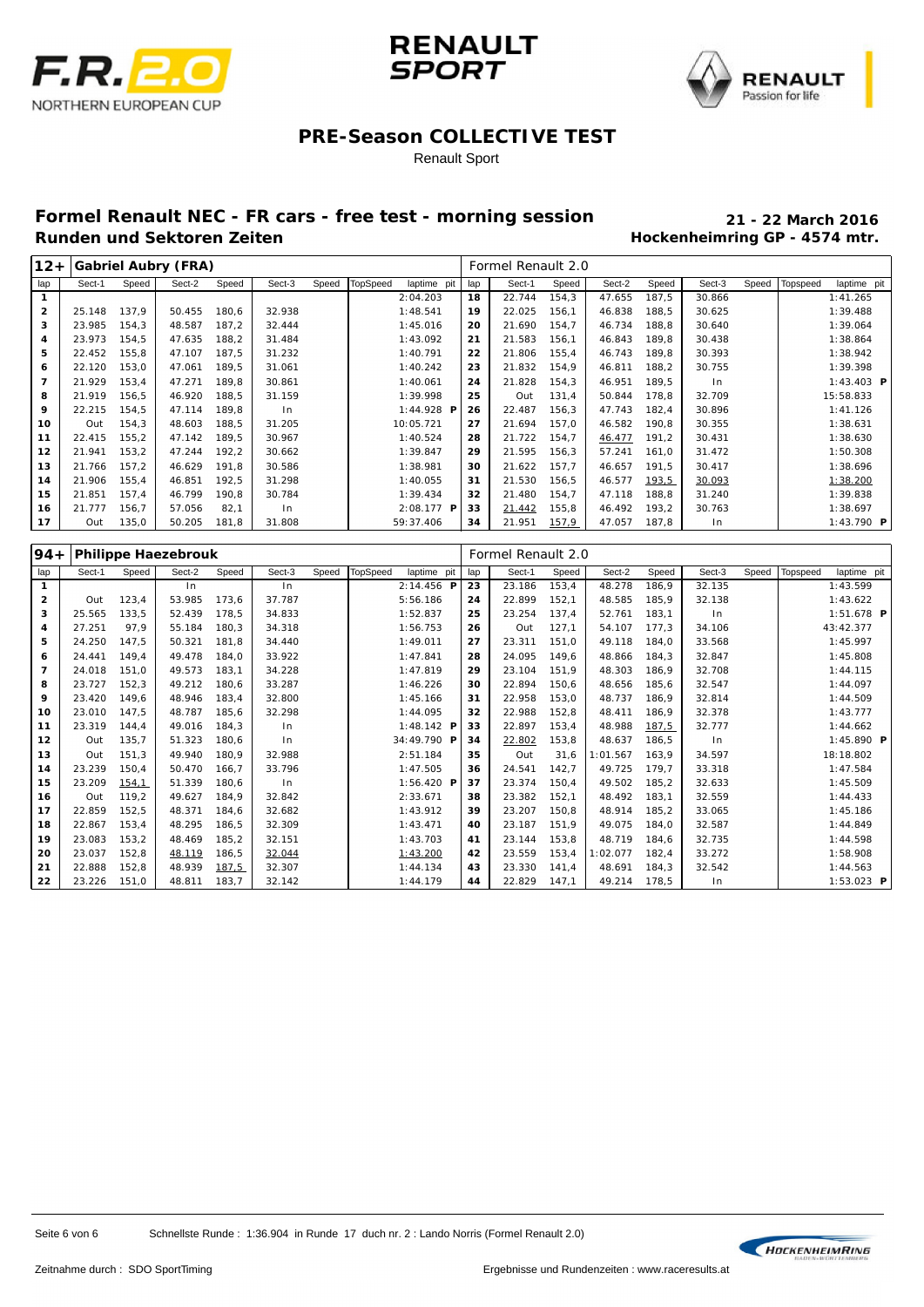# PRE-Season COLLECTIVE TEST

Renault Sport

## Formel Renault NEC - FR cars - free test - morning session

**21 - 22 March 2016**

### Runden und Sektoren Zeiten

**Hockenheimring GP - 4574 mtr.**

| 12+ | Gabriel Aubry (FRA) | | | | | | | | | Formel Renault 2.0 | | | | | | | | |
|---|---|---|---|---|---|---|---|---|---|---|---|---|---|---|---|---|---|---|
| lap | Sect-1 | Speed | Sect-2 | Speed | Sect-3 | Speed | TopSpeed | laptime pit | lap | Sect-1 | Speed | Sect-2 | Speed | Sect-3 | Speed | Topspeed | laptime pit |
| 1 | | | | | | | | 2:04.203 | 18 | 22.744 | 154,3 | 47.655 | 187,5 | 30.866 | | | 1:41.265 |
| 2 | 25.148 | 137,9 | 50.455 | 180,6 | 32.938 | | | 1:48.541 | 19 | 22.025 | 156,1 | 46.838 | 188,5 | 30.625 | | | 1:39.488 |
| 3 | 23.985 | 154,3 | 48.587 | 187,2 | 32.444 | | | 1:45.016 | 20 | 21.690 | 154,7 | 46.734 | 188,8 | 30.640 | | | 1:39.064 |
| 4 | 23.973 | 154,5 | 47.635 | 188,2 | 31.484 | | | 1:43.092 | 21 | 21.583 | 156,1 | 46.843 | 189,8 | 30.438 | | | 1:38.864 |
| 5 | 22.452 | 155,8 | 47.107 | 187,5 | 31.232 | | | 1:40.791 | 22 | 21.806 | 155,4 | 46.743 | 189,8 | 30.393 | | | 1:38.942 |
| 6 | 22.120 | 153,0 | 47.061 | 189,5 | 31.061 | | | 1:40.242 | 23 | 21.832 | 154,9 | 46.811 | 188,2 | 30.755 | | | 1:39.398 |
| 7 | 21.929 | 153,4 | 47.271 | 189,8 | 30.861 | | | 1:40.061 | 24 | 21.828 | 154,3 | 46.951 | 189,5 | In | | | 1:43.403 P |
| 8 | 21.919 | 156,5 | 46.920 | 188,5 | 31.159 | | | 1:39.998 | 25 | Out | 131,4 | 50.844 | 178,8 | 32.709 | | | 15:58.833 |
| 9 | 22.215 | 154,5 | 47.114 | 189,8 | In | | | 1:44.928 P | 26 | 22.487 | 156,3 | 47.743 | 182,4 | 30.896 | | | 1:41.126 |
| 10 | Out | 154,3 | 48.603 | 188,5 | 31.205 | | | 10:05.721 | 27 | 21.694 | 157,0 | 46.582 | 190,8 | 30.355 | | | 1:38.631 |
| 11 | 22.415 | 155,2 | 47.142 | 189,5 | 30.967 | | | 1:40.524 | 28 | 21.722 | 154,7 | 46.477 | 191,2 | 30.431 | | | 1:38.630 |
| 12 | 21.941 | 153,2 | 47.244 | 192,2 | 30.662 | | | 1:39.847 | 29 | 21.595 | 156,3 | 57.241 | 161,0 | 31.472 | | | 1:50.308 |
| 13 | 21.766 | 157,2 | 46.629 | 191,8 | 30.586 | | | 1:38.981 | 30 | 21.622 | 157,7 | 46.657 | 191,5 | 30.417 | | | 1:38.696 |
| 14 | 21.906 | 155,4 | 46.851 | 192,5 | 31.298 | | | 1:40.055 | 31 | 21.530 | 156,5 | 46.577 | 193,5 | 30.093 | | | 1:38.200 |
| 15 | 21.851 | 157,4 | 46.799 | 190,8 | 30.784 | | | 1:39.434 | 32 | 21.480 | 154,7 | 47.118 | 188,8 | 31.240 | | | 1:39.838 |
| 16 | 21.777 | 156,7 | 57.056 | 82,1 | In | | | 2:08.177 P | 33 | 21.442 | 155,8 | 46.492 | 193,2 | 30.763 | | | 1:38.697 |
| 17 | Out | 135,0 | 50.205 | 181,8 | 31.808 | | | 59:37.406 | 34 | 21.951 | 157,9 | 47.057 | 187,8 | In | | | 1:43.790 P |

| 94+ | Philippe Haezebrouk | | | | | | | | | Formel Renault 2.0 | | | | | | | | |
|---|---|---|---|---|---|---|---|---|---|---|---|---|---|---|---|---|---|---|
| lap | Sect-1 | Speed | Sect-2 | Speed | Sect-3 | Speed | TopSpeed | laptime pit | lap | Sect-1 | Speed | Sect-2 | Speed | Sect-3 | Speed | Topspeed | laptime pit |
| 1 | | | In | | In | | | 2:14.456 P | 23 | 23.186 | 153,4 | 48.278 | 186,9 | 32.135 | | | 1:43.599 |
| 2 | Out | 123,4 | 53.985 | 173,6 | 37.787 | | | 5:56.186 | 24 | 22.899 | 152,1 | 48.585 | 185,9 | 32.138 | | | 1:43.622 |
| 3 | 25.565 | 133,5 | 52.439 | 178,5 | 34.833 | | | 1:52.837 | 25 | 23.254 | 137,4 | 52.761 | 183,1 | In | | | 1:51.678 P |
| 4 | 27.251 | 97,9 | 55.184 | 180,3 | 34.318 | | | 1:56.753 | 26 | Out | 127,1 | 54.107 | 177,3 | 34.106 | | | 43:42.377 |
| 5 | 24.250 | 147,5 | 50.321 | 181,8 | 34.440 | | | 1:49.011 | 27 | 23.311 | 151,0 | 49.118 | 184,0 | 33.568 | | | 1:45.997 |
| 6 | 24.441 | 149,4 | 49.478 | 184,0 | 33.922 | | | 1:47.841 | 28 | 24.095 | 149,6 | 48.866 | 184,3 | 32.847 | | | 1:45.808 |
| 7 | 24.018 | 151,0 | 49.573 | 183,1 | 34.228 | | | 1:47.819 | 29 | 23.104 | 151,9 | 48.303 | 186,9 | 32.708 | | | 1:44.115 |
| 8 | 23.727 | 152,3 | 49.212 | 180,6 | 33.287 | | | 1:46.226 | 30 | 22.894 | 150,6 | 48.656 | 185,6 | 32.547 | | | 1:44.097 |
| 9 | 23.420 | 149,6 | 48.946 | 183,4 | 32.800 | | | 1:45.166 | 31 | 22.958 | 153,0 | 48.737 | 186,9 | 32.814 | | | 1:44.509 |
| 10 | 23.010 | 147,5 | 48.787 | 185,6 | 32.298 | | | 1:44.095 | 32 | 22.988 | 152,8 | 48.411 | 186,9 | 32.378 | | | 1:43.777 |
| 11 | 23.319 | 144,4 | 49.016 | 184,3 | In | | | 1:48.142 P | 33 | 22.897 | 153,4 | 48.988 | 187,5 | 32.777 | | | 1:44.662 |
| 12 | Out | 135,7 | 51.323 | 180,6 | In | | | 34:49.790 P | 34 | 22.802 | 153,8 | 48.637 | 186,5 | In | | | 1:45.890 P |
| 13 | Out | 151,3 | 49.940 | 180,9 | 32.988 | | | 2:51.184 | 35 | Out | 31,6 | 1:01.567 | 163,9 | 34.597 | | | 18:18.802 |
| 14 | 23.239 | 150,4 | 50.470 | 166,7 | 33.796 | | | 1:47.505 | 36 | 24.541 | 142,7 | 49.725 | 179,7 | 33.318 | | | 1:47.584 |
| 15 | 23.209 | 154,1 | 51.339 | 180,6 | In | | | 1:56.420 P | 37 | 23.374 | 150,4 | 49.502 | 185,2 | 32.633 | | | 1:45.509 |
| 16 | Out | 119,2 | 49.627 | 184,9 | 32.842 | | | 2:33.671 | 38 | 23.382 | 152,1 | 48.492 | 183,1 | 32.559 | | | 1:44.433 |
| 17 | 22.859 | 152,5 | 48.371 | 184,6 | 32.682 | | | 1:43.912 | 39 | 23.207 | 150,8 | 48.914 | 185,2 | 33.065 | | | 1:45.186 |
| 18 | 22.867 | 153,4 | 48.295 | 186,5 | 32.309 | | | 1:43.471 | 40 | 23.187 | 151,9 | 49.075 | 184,0 | 32.587 | | | 1:44.849 |
| 19 | 23.083 | 153,2 | 48.469 | 185,2 | 32.151 | | | 1:43.703 | 41 | 23.144 | 153,8 | 48.719 | 184,6 | 32.735 | | | 1:44.598 |
| 20 | 23.037 | 152,8 | 48.119 | 186,5 | 32.044 | | | 1:43.200 | 42 | 23.559 | 153,4 | 1:02.077 | 182,4 | 33.272 | | | 1:58.908 |
| 21 | 22.888 | 152,8 | 48.939 | 187,5 | 32.307 | | | 1:44.134 | 43 | 23.330 | 141,4 | 48.691 | 184,3 | 32.542 | | | 1:44.563 |
| 22 | 23.226 | 151,0 | 48.811 | 183,7 | 32.142 | | | 1:44.179 | 44 | 22.829 | 147,1 | 49.214 | 178,5 | In | | | 1:53.023 P |

Schnellste Runde : 1:36.904 in Runde 17 duch nr. 2 : Lando Norris (Formel Renault 2.0)

Zeitnahme durch : SDO SportTiming

Ergebnisse und Rundenzeiten : www.raceresults.at